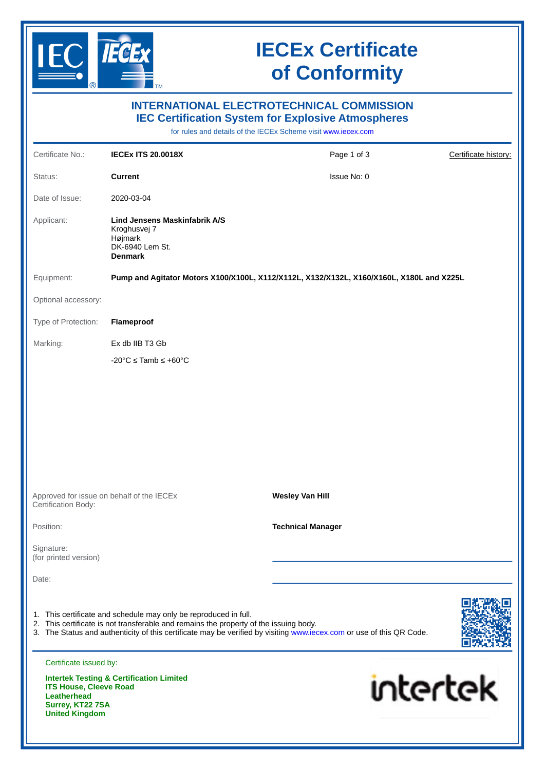# IECEx Certificate of Conformity

## INTERNATIONAL ELECTROTECHNICAL COMMISSION
## IEC Certification System for Explosive Atmospheres

for rules and details of the IECEx Scheme visit www.iecex.com

| | | | |
|---|---|---|---|
| Certificate No.: | **IECEx ITS 20.0018X** | Page 1 of 3 | Certificate history: |
| Status: | **Current** | Issue No: 0 | |
| Date of Issue: | 2020-03-04 | | |

Applicant: **Lind Jensens Maskinfabrik A/S**
Kroghusvej 7
Højmark
DK-6940 Lem St.
**Denmark**

Equipment: **Pump and Agitator Motors X100/X100L, X112/X112L, X132/X132L, X160/X160L, X180L and X225L**

Optional accessory:

Type of Protection: **Flameproof**

Marking: Ex db IIB T3 Gb

-20°C ≤ Tamb ≤ +60°C

Approved for issue on behalf of the IECEx Certification Body: **Wesley Van Hill**

Position: **Technical Manager**

Signature:
(for printed version)

Date:

1. This certificate and schedule may only be reproduced in full.
2. This certificate is not transferable and remains the property of the issuing body.
3. The Status and authenticity of this certificate may be verified by visiting www.iecex.com or use of this QR Code.

Certificate issued by:

**Intertek Testing & Certification Limited**
**ITS House, Cleeve Road**
**Leatherhead**
**Surrey, KT22 7SA**
**United Kingdom**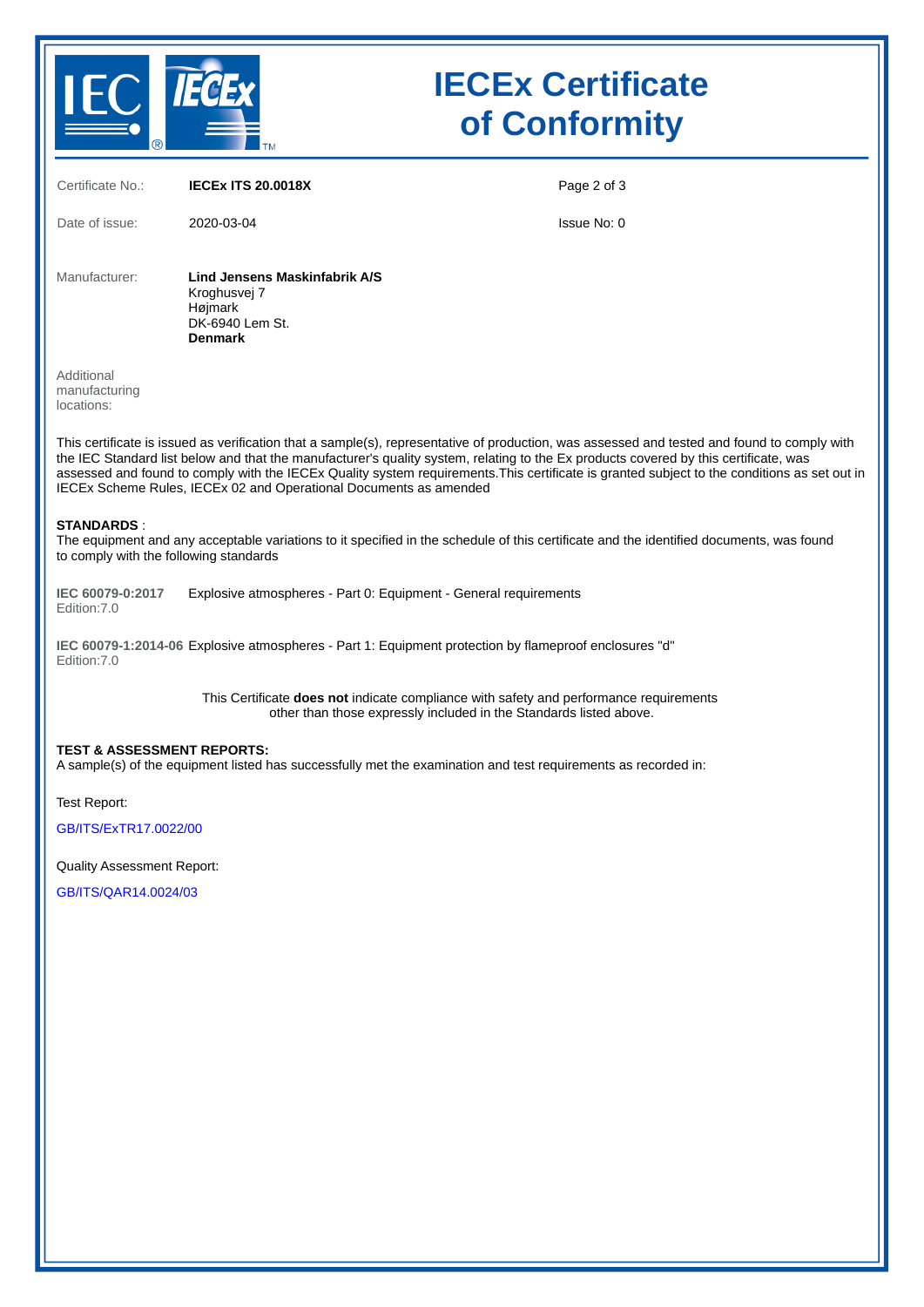# IECEx Certificate of Conformity

| | | | |
|---|---|---|---|
| Certificate No.: | **IECEx ITS 20.0018X** | | |
| Date of issue: | 2020-03-04 | Issue No: 0 | |

Manufacturer: **Lind Jensens Maskinfabrik A/S**
Kroghusvej 7
Højmark
DK-6940 Lem St.
**Denmark**

Additional manufacturing locations:

This certificate is issued as verification that a sample(s), representative of production, was assessed and tested and found to comply with the IEC Standard list below and that the manufacturer's quality system, relating to the Ex products covered by this certificate, was assessed and found to comply with the IECEx Quality system requirements.This certificate is granted subject to the conditions as set out in IECEx Scheme Rules, IECEx 02 and Operational Documents as amended

**STANDARDS** :
The equipment and any acceptable variations to it specified in the schedule of this certificate and the identified documents, was found to comply with the following standards

**IEC 60079-0:2017** Edition:7.0 — Explosive atmospheres - Part 0: Equipment - General requirements

**IEC 60079-1:2014-06** Edition:7.0 — Explosive atmospheres - Part 1: Equipment protection by flameproof enclosures "d"

This Certificate **does not** indicate compliance with safety and performance requirements other than those expressly included in the Standards listed above.

**TEST & ASSESSMENT REPORTS:**
A sample(s) of the equipment listed has successfully met the examination and test requirements as recorded in:

Test Report:

GB/ITS/ExTR17.0022/00

Quality Assessment Report:

GB/ITS/QAR14.0024/03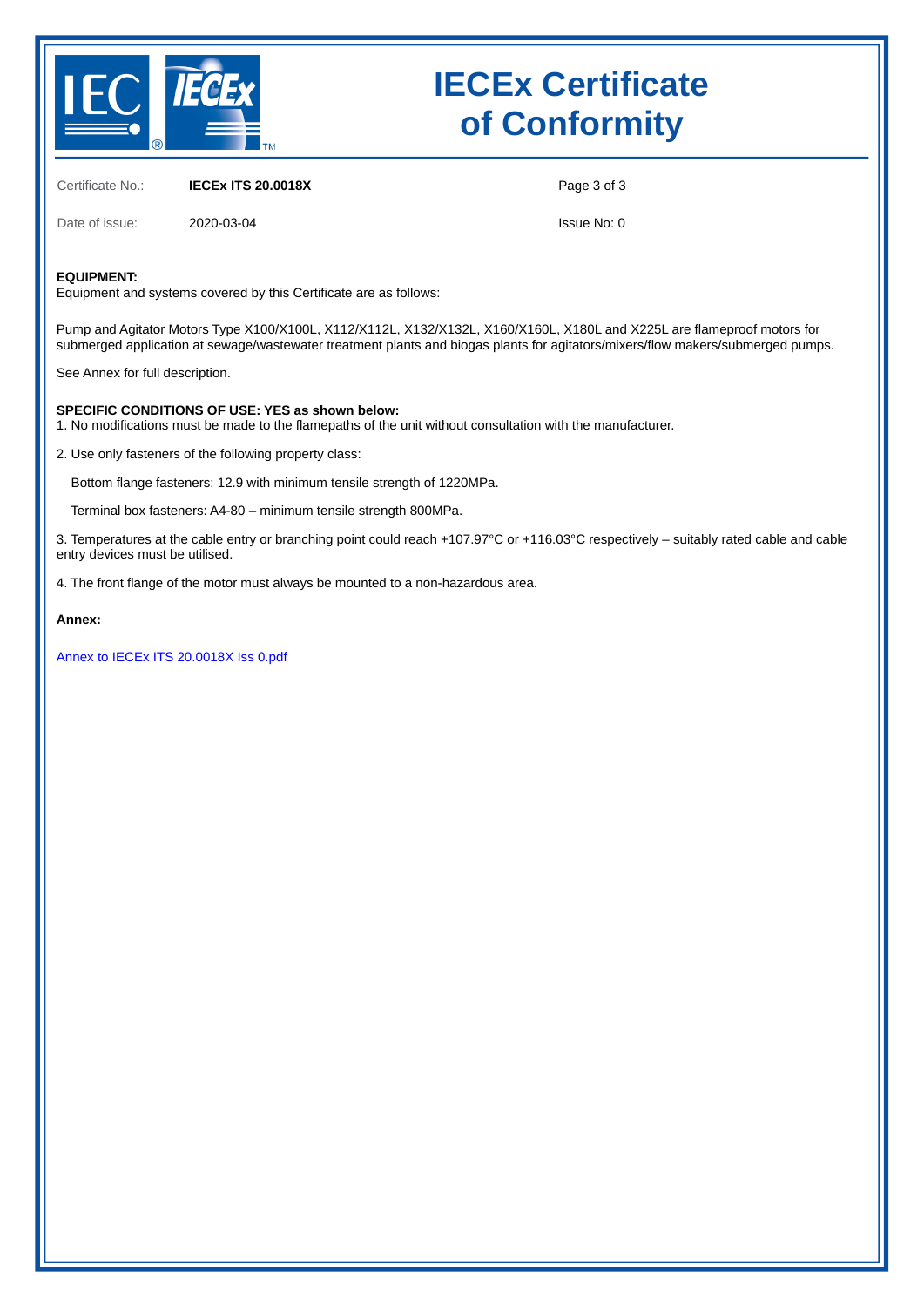# IECEx Certificate of Conformity

Certificate No.: **IECEx ITS 20.0018X**

Date of issue: 2020-03-04

Issue No: 0

**EQUIPMENT:**
Equipment and systems covered by this Certificate are as follows:

Pump and Agitator Motors Type X100/X100L, X112/X112L, X132/X132L, X160/X160L, X180L and X225L are flameproof motors for submerged application at sewage/wastewater treatment plants and biogas plants for agitators/mixers/flow makers/submerged pumps.

See Annex for full description.

**SPECIFIC CONDITIONS OF USE: YES as shown below:**

1. No modifications must be made to the flamepaths of the unit without consultation with the manufacturer.

2. Use only fasteners of the following property class:

   Bottom flange fasteners: 12.9 with minimum tensile strength of 1220MPa.

   Terminal box fasteners: A4-80 – minimum tensile strength 800MPa.

3. Temperatures at the cable entry or branching point could reach +107.97°C or +116.03°C respectively – suitably rated cable and cable entry devices must be utilised.

4. The front flange of the motor must always be mounted to a non-hazardous area.

**Annex:**

Annex to IECEx ITS 20.0018X Iss 0.pdf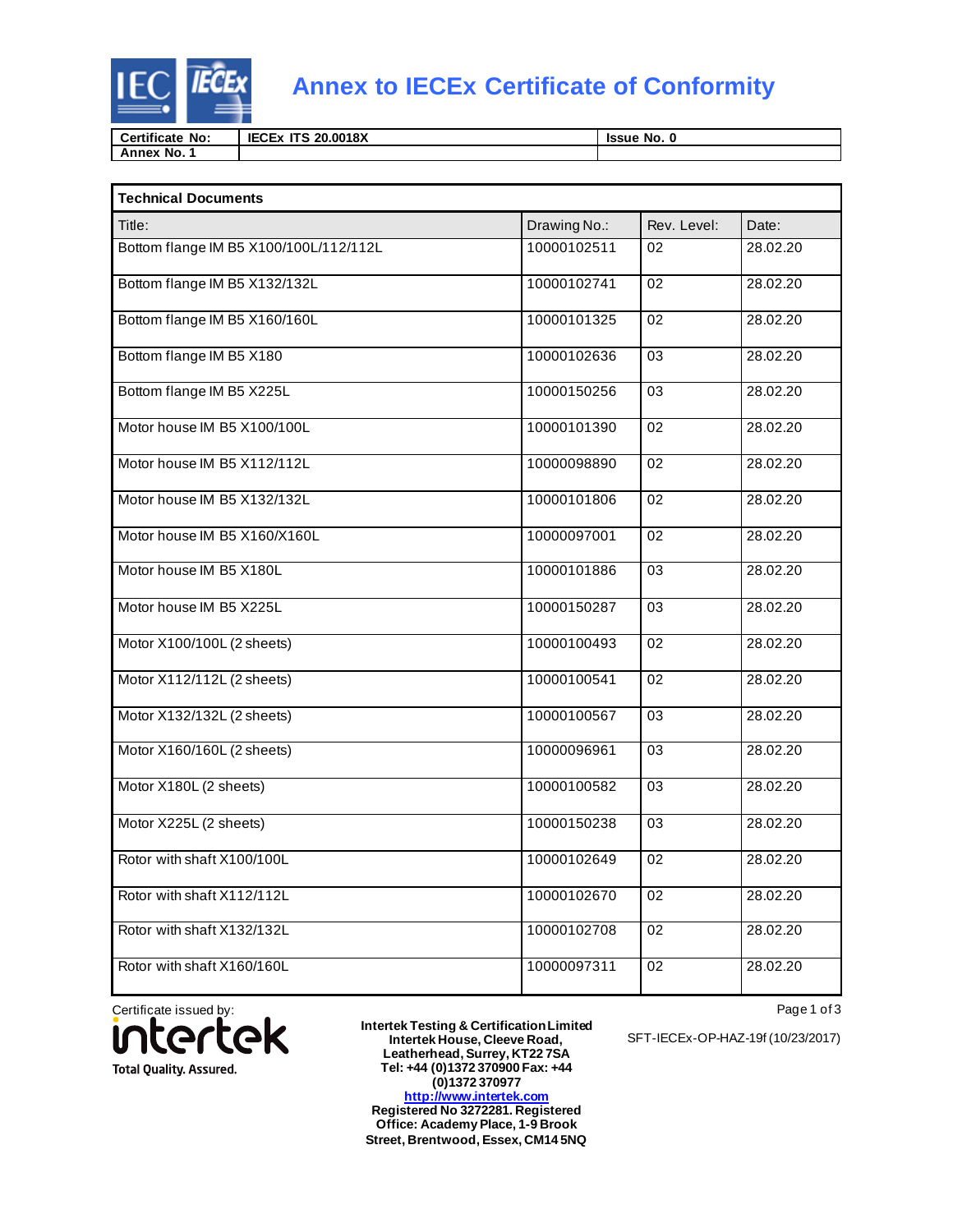# Annex to IECEx Certificate of Conformity

| Certificate No: | IECEx ITS 20.0018X | Issue No. 0 |
|---|---|---|
| Annex No. 1 | | |

**Technical Documents**

| Title: | Drawing No.: | Rev. Level: | Date: |
|---|---|---|---|
| Bottom flange IM B5 X100/100L/112/112L | 10000102511 | 02 | 28.02.20 |
| Bottom flange IM B5 X132/132L | 10000102741 | 02 | 28.02.20 |
| Bottom flange IM B5 X160/160L | 10000101325 | 02 | 28.02.20 |
| Bottom flange IM B5 X180 | 10000102636 | 03 | 28.02.20 |
| Bottom flange IM B5 X225L | 10000150256 | 03 | 28.02.20 |
| Motor house IM B5 X100/100L | 10000101390 | 02 | 28.02.20 |
| Motor house IM B5 X112/112L | 10000098890 | 02 | 28.02.20 |
| Motor house IM B5 X132/132L | 10000101806 | 02 | 28.02.20 |
| Motor house IM B5 X160/X160L | 10000097001 | 02 | 28.02.20 |
| Motor house IM B5 X180L | 10000101886 | 03 | 28.02.20 |
| Motor house IM B5 X225L | 10000150287 | 03 | 28.02.20 |
| Motor X100/100L (2 sheets) | 10000100493 | 02 | 28.02.20 |
| Motor X112/112L (2 sheets) | 10000100541 | 02 | 28.02.20 |
| Motor X132/132L (2 sheets) | 10000100567 | 03 | 28.02.20 |
| Motor X160/160L (2 sheets) | 10000096961 | 03 | 28.02.20 |
| Motor X180L (2 sheets) | 10000100582 | 03 | 28.02.20 |
| Motor X225L (2 sheets) | 10000150238 | 03 | 28.02.20 |
| Rotor with shaft X100/100L | 10000102649 | 02 | 28.02.20 |
| Rotor with shaft X112/112L | 10000102670 | 02 | 28.02.20 |
| Rotor with shaft X132/132L | 10000102708 | 02 | 28.02.20 |
| Rotor with shaft X160/160L | 10000097311 | 02 | 28.02.20 |

Certificate issued by:

intertek
Total Quality. Assured.

**Intertek Testing & Certification Limited**
**Intertek House, Cleeve Road, Leatherhead, Surrey, KT22 7SA**
**Tel: +44 (0)1372 370900 Fax: +44 (0)1372 370977**
**http://www.intertek.com**
**Registered No 3272281. Registered Office: Academy Place, 1-9 Brook Street, Brentwood, Essex, CM14 5NQ**

SFT-IECEx-OP-HAZ-19f (10/23/2017)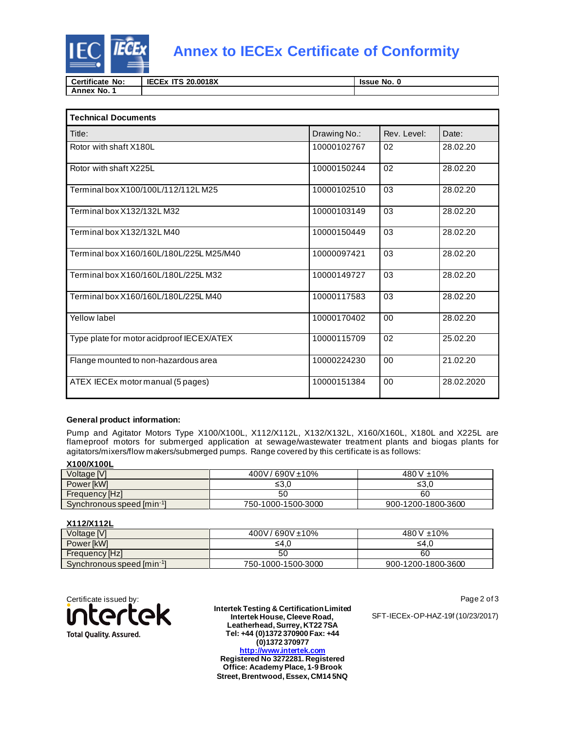# Annex to IECEx Certificate of Conformity

| Certificate No: | IECEx ITS 20.0018X | Issue No. 0 |
|---|---|---|
| Annex No. 1 | | |

| Technical Documents | | | |
|---|---|---|---|
| Title: | Drawing No.: | Rev. Level: | Date: |
| Rotor with shaft X180L | 10000102767 | 02 | 28.02.20 |
| Rotor with shaft X225L | 10000150244 | 02 | 28.02.20 |
| Terminal box X100/100L/112/112L M25 | 10000102510 | 03 | 28.02.20 |
| Terminal box X132/132L M32 | 10000103149 | 03 | 28.02.20 |
| Terminal box X132/132L M40 | 10000150449 | 03 | 28.02.20 |
| Terminal box X160/160L/180L/225L M25/M40 | 10000097421 | 03 | 28.02.20 |
| Terminal box X160/160L/180L/225L M32 | 10000149727 | 03 | 28.02.20 |
| Terminal box X160/160L/180L/225L M40 | 10000117583 | 03 | 28.02.20 |
| Yellow label | 10000170402 | 00 | 28.02.20 |
| Type plate for motor acidproof IECEX/ATEX | 10000115709 | 02 | 25.02.20 |
| Flange mounted to non-hazardous area | 10000224230 | 00 | 21.02.20 |
| ATEX IECEx motor manual (5 pages) | 10000151384 | 00 | 28.02.2020 |

**General product information:**

Pump and Agitator Motors Type X100/X100L, X112/X112L, X132/X132L, X160/X160L, X180L and X225L are flameproof motors for submerged application at sewage/wastewater treatment plants and biogas plants for agitators/mixers/flow makers/submerged pumps. Range covered by this certificate is as follows:

**X100/X100L**

| Voltage [V] | 400V / 690V ±10% | 480 V ±10% |
|---|---|---|
| Power [kW] | ≤3,0 | ≤3,0 |
| Frequency [Hz] | 50 | 60 |
| Synchronous speed [$min^{-1}$] | 750-1000-1500-3000 | 900-1200-1800-3600 |

**X112/X112L**

| Voltage [V] | 400V / 690V ±10% | 480 V ±10% |
|---|---|---|
| Power [kW] | ≤4,0 | ≤4,0 |
| Frequency [Hz] | 50 | 60 |
| Synchronous speed [$min^{-1}$] | 750-1000-1500-3000 | 900-1200-1800-3600 |

Certificate issued by:

intertek Total Quality. Assured.

**Intertek Testing & Certification Limited**
**Intertek House, Cleeve Road, Leatherhead, Surrey, KT22 7SA**
**Tel: +44 (0)1372 370900 Fax: +44 (0)1372 370977**
**http://www.intertek.com**
**Registered No 3272281. Registered Office: Academy Place, 1-9 Brook Street, Brentwood, Essex, CM14 5NQ**

SFT-IECEx-OP-HAZ-19f (10/23/2017)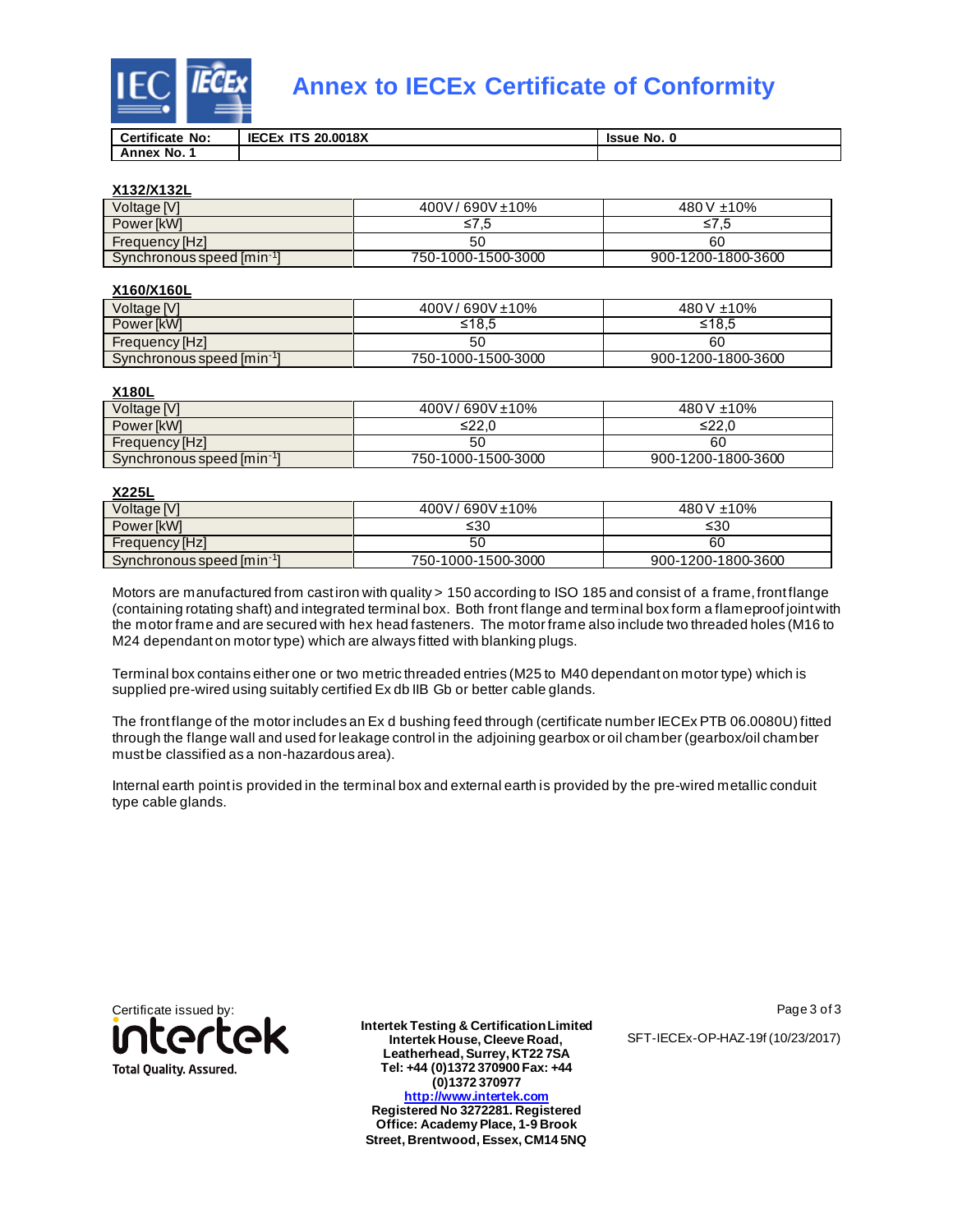# Annex to IECEx Certificate of Conformity

| Certificate No: | IECEx ITS 20.0018X | Issue No. 0 |
|---|---|---|
| Annex No. 1 | | |

**X132/X132L**

| | | |
|---|---|---|
| Voltage [V] | 400V / 690V ±10% | 480 V ±10% |
| Power [kW] | ≤7,5 | ≤7,5 |
| Frequency [Hz] | 50 | 60 |
| Synchronous speed [min$^{-1}$] | 750-1000-1500-3000 | 900-1200-1800-3600 |

**X160/X160L**

| | | |
|---|---|---|
| Voltage [V] | 400V / 690V ±10% | 480 V ±10% |
| Power [kW] | ≤18,5 | ≤18,5 |
| Frequency [Hz] | 50 | 60 |
| Synchronous speed [min$^{-1}$] | 750-1000-1500-3000 | 900-1200-1800-3600 |

**X180L**

| | | |
|---|---|---|
| Voltage [V] | 400V / 690V ±10% | 480 V ±10% |
| Power [kW] | ≤22,0 | ≤22,0 |
| Frequency [Hz] | 50 | 60 |
| Synchronous speed [min$^{-1}$] | 750-1000-1500-3000 | 900-1200-1800-3600 |

**X225L**

| | | |
|---|---|---|
| Voltage [V] | 400V / 690V ±10% | 480 V ±10% |
| Power [kW] | ≤30 | ≤30 |
| Frequency [Hz] | 50 | 60 |
| Synchronous speed [min$^{-1}$] | 750-1000-1500-3000 | 900-1200-1800-3600 |

Motors are manufactured from cast iron with quality > 150 according to ISO 185 and consist of a frame, front flange (containing rotating shaft) and integrated terminal box. Both front flange and terminal box form a flameproof joint with the motor frame and are secured with hex head fasteners. The motor frame also include two threaded holes (M16 to M24 dependant on motor type) which are always fitted with blanking plugs.

Terminal box contains either one or two metric threaded entries (M25 to M40 dependant on motor type) which is supplied pre-wired using suitably certified Ex db IIB Gb or better cable glands.

The front flange of the motor includes an Ex d bushing feed through (certificate number IECEx PTB 06.0080U) fitted through the flange wall and used for leakage control in the adjoining gearbox or oil chamber (gearbox/oil chamber must be classified as a non-hazardous area).

Internal earth point is provided in the terminal box and external earth is provided by the pre-wired metallic conduit type cable glands.

Certificate issued by:

intertek
Total Quality. Assured.

**Intertek Testing & Certification Limited**
**Intertek House, Cleeve Road, Leatherhead, Surrey, KT22 7SA**
**Tel: +44 (0)1372 370900 Fax: +44 (0)1372 370977**
**http://www.intertek.com**
**Registered No 3272281. Registered Office: Academy Place, 1-9 Brook Street, Brentwood, Essex, CM14 5NQ**

SFT-IECEx-OP-HAZ-19f (10/23/2017)